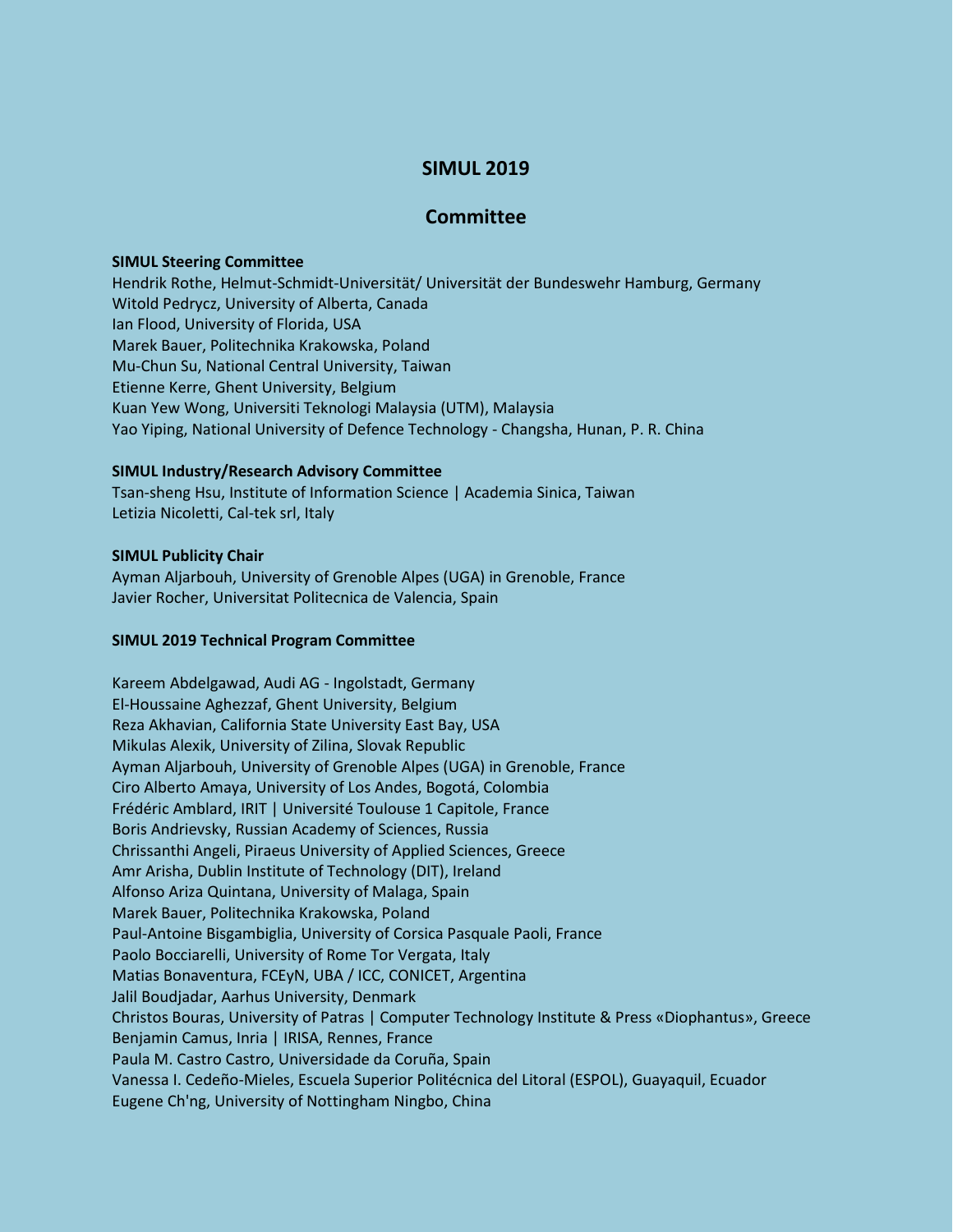# SIMUL 2019

## Committee

**SIMUL Steering Committee**

Hendrik Rothe, Helmut-Schmidt-Universität/ Universität der Bundeswehr Hamburg, Germany
Witold Pedrycz, University of Alberta, Canada
Ian Flood, University of Florida, USA
Marek Bauer, Politechnika Krakowska, Poland
Mu-Chun Su, National Central University, Taiwan
Etienne Kerre, Ghent University, Belgium
Kuan Yew Wong, Universiti Teknologi Malaysia (UTM), Malaysia
Yao Yiping, National University of Defence Technology - Changsha, Hunan, P. R. China

**SIMUL Industry/Research Advisory Committee**

Tsan-sheng Hsu, Institute of Information Science | Academia Sinica, Taiwan
Letizia Nicoletti, Cal-tek srl, Italy

**SIMUL Publicity Chair**

Ayman Aljarbouh, University of Grenoble Alpes (UGA) in Grenoble, France
Javier Rocher, Universitat Politecnica de Valencia, Spain

**SIMUL 2019 Technical Program Committee**

Kareem Abdelgawad, Audi AG - Ingolstadt, Germany
El-Houssaine Aghezzaf, Ghent University, Belgium
Reza Akhavian, California State University East Bay, USA
Mikulas Alexik, University of Zilina, Slovak Republic
Ayman Aljarbouh, University of Grenoble Alpes (UGA) in Grenoble, France
Ciro Alberto Amaya, University of Los Andes, Bogotá, Colombia
Frédéric Amblard, IRIT | Université Toulouse 1 Capitole, France
Boris Andrievsky, Russian Academy of Sciences, Russia
Chrissanthi Angeli, Piraeus University of Applied Sciences, Greece
Amr Arisha, Dublin Institute of Technology (DIT), Ireland
Alfonso Ariza Quintana, University of Malaga, Spain
Marek Bauer, Politechnika Krakowska, Poland
Paul-Antoine Bisgambiglia, University of Corsica Pasquale Paoli, France
Paolo Bocciarelli, University of Rome Tor Vergata, Italy
Matias Bonaventura, FCEyN, UBA / ICC, CONICET, Argentina
Jalil Boudjadar, Aarhus University, Denmark
Christos Bouras, University of Patras | Computer Technology Institute & Press «Diophantus», Greece
Benjamin Camus, Inria | IRISA, Rennes, France
Paula M. Castro Castro, Universidade da Coruña, Spain
Vanessa I. Cedeño-Mieles, Escuela Superior Politécnica del Litoral (ESPOL), Guayaquil, Ecuador
Eugene Ch'ng, University of Nottingham Ningbo, China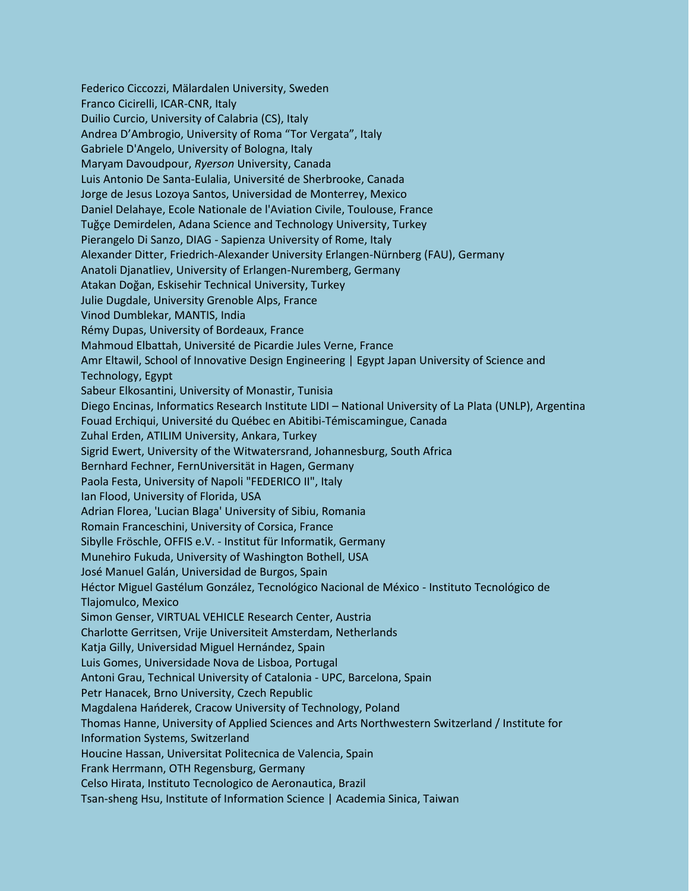Federico Ciccozzi, Mälardalen University, Sweden
Franco Cicirelli, ICAR-CNR, Italy
Duilio Curcio, University of Calabria (CS), Italy
Andrea D'Ambrogio, University of Roma "Tor Vergata", Italy
Gabriele D'Angelo, University of Bologna, Italy
Maryam Davoudpour, *Ryerson* University, Canada
Luis Antonio De Santa-Eulalia, Université de Sherbrooke, Canada
Jorge de Jesus Lozoya Santos, Universidad de Monterrey, Mexico
Daniel Delahaye, Ecole Nationale de l'Aviation Civile, Toulouse, France
Tuğçe Demirdelen, Adana Science and Technology University, Turkey
Pierangelo Di Sanzo, DIAG - Sapienza University of Rome, Italy
Alexander Ditter, Friedrich-Alexander University Erlangen-Nürnberg (FAU), Germany
Anatoli Djanatliev, University of Erlangen-Nuremberg, Germany
Atakan Doğan, Eskisehir Technical University, Turkey
Julie Dugdale, University Grenoble Alps, France
Vinod Dumblekar, MANTIS, India
Rémy Dupas, University of Bordeaux, France
Mahmoud Elbattah, Université de Picardie Jules Verne, France
Amr Eltawil, School of Innovative Design Engineering | Egypt Japan University of Science and Technology, Egypt
Sabeur Elkosantini, University of Monastir, Tunisia
Diego Encinas, Informatics Research Institute LIDI – National University of La Plata (UNLP), Argentina
Fouad Erchiqui, Université du Québec en Abitibi-Témiscamingue, Canada
Zuhal Erden, ATILIM University, Ankara, Turkey
Sigrid Ewert, University of the Witwatersrand, Johannesburg, South Africa
Bernhard Fechner, FernUniversität in Hagen, Germany
Paola Festa, University of Napoli "FEDERICO II", Italy
Ian Flood, University of Florida, USA
Adrian Florea, 'Lucian Blaga' University of Sibiu, Romania
Romain Franceschini, University of Corsica, France
Sibylle Fröschle, OFFIS e.V. - Institut für Informatik, Germany
Munehiro Fukuda, University of Washington Bothell, USA
José Manuel Galán, Universidad de Burgos, Spain
Héctor Miguel Gastélum González, Tecnológico Nacional de México - Instituto Tecnológico de Tlajomulco, Mexico
Simon Genser, VIRTUAL VEHICLE Research Center, Austria
Charlotte Gerritsen, Vrije Universiteit Amsterdam, Netherlands
Katja Gilly, Universidad Miguel Hernández, Spain
Luis Gomes, Universidade Nova de Lisboa, Portugal
Antoni Grau, Technical University of Catalonia - UPC, Barcelona, Spain
Petr Hanacek, Brno University, Czech Republic
Magdalena Hańderek, Cracow University of Technology, Poland
Thomas Hanne, University of Applied Sciences and Arts Northwestern Switzerland / Institute for Information Systems, Switzerland
Houcine Hassan, Universitat Politecnica de Valencia, Spain
Frank Herrmann, OTH Regensburg, Germany
Celso Hirata, Instituto Tecnologico de Aeronautica, Brazil
Tsan-sheng Hsu, Institute of Information Science | Academia Sinica, Taiwan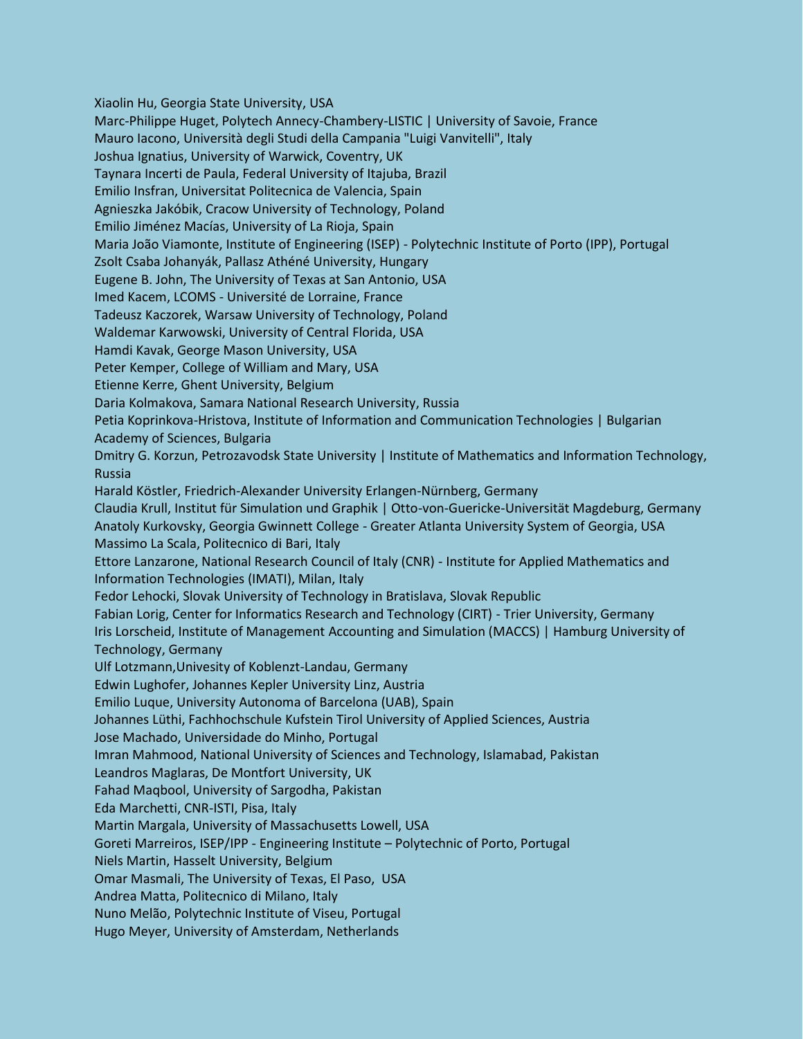Xiaolin Hu, Georgia State University, USA
Marc-Philippe Huget, Polytech Annecy-Chambery-LISTIC | University of Savoie, France
Mauro Iacono, Università degli Studi della Campania "Luigi Vanvitelli", Italy
Joshua Ignatius, University of Warwick, Coventry, UK
Taynara Incerti de Paula, Federal University of Itajuba, Brazil
Emilio Insfran, Universitat Politecnica de Valencia, Spain
Agnieszka Jakóbik, Cracow University of Technology, Poland
Emilio Jiménez Macías, University of La Rioja, Spain
Maria João Viamonte, Institute of Engineering (ISEP) - Polytechnic Institute of Porto (IPP), Portugal
Zsolt Csaba Johanyák, Pallasz Athéné University, Hungary
Eugene B. John, The University of Texas at San Antonio, USA
Imed Kacem, LCOMS - Université de Lorraine, France
Tadeusz Kaczorek, Warsaw University of Technology, Poland
Waldemar Karwowski, University of Central Florida, USA
Hamdi Kavak, George Mason University, USA
Peter Kemper, College of William and Mary, USA
Etienne Kerre, Ghent University, Belgium
Daria Kolmakova, Samara National Research University, Russia
Petia Koprinkova-Hristova, Institute of Information and Communication Technologies | Bulgarian Academy of Sciences, Bulgaria
Dmitry G. Korzun, Petrozavodsk State University | Institute of Mathematics and Information Technology, Russia
Harald Köstler, Friedrich-Alexander University Erlangen-Nürnberg, Germany
Claudia Krull, Institut für Simulation und Graphik | Otto-von-Guericke-Universität Magdeburg, Germany
Anatoly Kurkovsky, Georgia Gwinnett College - Greater Atlanta University System of Georgia, USA
Massimo La Scala, Politecnico di Bari, Italy
Ettore Lanzarone, National Research Council of Italy (CNR) - Institute for Applied Mathematics and Information Technologies (IMATI), Milan, Italy
Fedor Lehocki, Slovak University of Technology in Bratislava, Slovak Republic
Fabian Lorig, Center for Informatics Research and Technology (CIRT) - Trier University, Germany
Iris Lorscheid, Institute of Management Accounting and Simulation (MACCS) | Hamburg University of Technology, Germany
Ulf Lotzmann,Univesity of Koblenzt-Landau, Germany
Edwin Lughofer, Johannes Kepler University Linz, Austria
Emilio Luque, University Autonoma of Barcelona (UAB), Spain
Johannes Lüthi, Fachhochschule Kufstein Tirol University of Applied Sciences, Austria
Jose Machado, Universidade do Minho, Portugal
Imran Mahmood, National University of Sciences and Technology, Islamabad, Pakistan
Leandros Maglaras, De Montfort University, UK
Fahad Maqbool, University of Sargodha, Pakistan
Eda Marchetti, CNR-ISTI, Pisa, Italy
Martin Margala, University of Massachusetts Lowell, USA
Goreti Marreiros, ISEP/IPP - Engineering Institute – Polytechnic of Porto, Portugal
Niels Martin, Hasselt University, Belgium
Omar Masmali, The University of Texas, El Paso, USA
Andrea Matta, Politecnico di Milano, Italy
Nuno Melão, Polytechnic Institute of Viseu, Portugal
Hugo Meyer, University of Amsterdam, Netherlands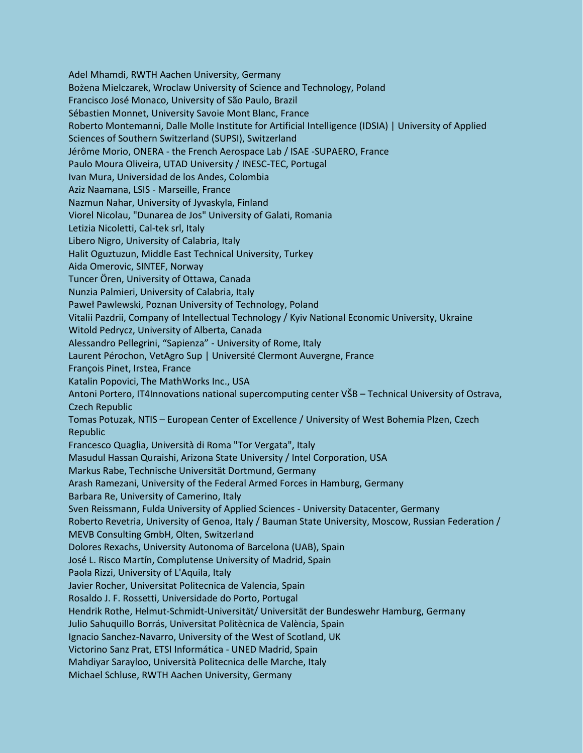Adel Mhamdi, RWTH Aachen University, Germany
Bożena Mielczarek, Wroclaw University of Science and Technology, Poland
Francisco José Monaco, University of São Paulo, Brazil
Sébastien Monnet, University Savoie Mont Blanc, France
Roberto Montemanni, Dalle Molle Institute for Artificial Intelligence (IDSIA) | University of Applied Sciences of Southern Switzerland (SUPSI), Switzerland
Jérôme Morio, ONERA - the French Aerospace Lab / ISAE -SUPAERO, France
Paulo Moura Oliveira, UTAD University / INESC-TEC, Portugal
Ivan Mura, Universidad de los Andes, Colombia
Aziz Naamana, LSIS - Marseille, France
Nazmun Nahar, University of Jyvaskyla, Finland
Viorel Nicolau, "Dunarea de Jos" University of Galati, Romania
Letizia Nicoletti, Cal-tek srl, Italy
Libero Nigro, University of Calabria, Italy
Halit Oguztuzun, Middle East Technical University, Turkey
Aida Omerovic, SINTEF, Norway
Tuncer Ören, University of Ottawa, Canada
Nunzia Palmieri, University of Calabria, Italy
Paweł Pawlewski, Poznan University of Technology, Poland
Vitalii Pazdrii, Company of Intellectual Technology / Kyiv National Economic University, Ukraine
Witold Pedrycz, University of Alberta, Canada
Alessandro Pellegrini, "Sapienza" - University of Rome, Italy
Laurent Pérochon, VetAgro Sup | Université Clermont Auvergne, France
François Pinet, Irstea, France
Katalin Popovici, The MathWorks Inc., USA
Antoni Portero, IT4Innovations national supercomputing center VŠB – Technical University of Ostrava, Czech Republic
Tomas Potuzak, NTIS – European Center of Excellence / University of West Bohemia Plzen, Czech Republic
Francesco Quaglia, Università di Roma "Tor Vergata", Italy
Masudul Hassan Quraishi, Arizona State University / Intel Corporation, USA
Markus Rabe, Technische Universität Dortmund, Germany
Arash Ramezani, University of the Federal Armed Forces in Hamburg, Germany
Barbara Re, University of Camerino, Italy
Sven Reissmann, Fulda University of Applied Sciences - University Datacenter, Germany
Roberto Revetria, University of Genoa, Italy / Bauman State University, Moscow, Russian Federation / MEVB Consulting GmbH, Olten, Switzerland
Dolores Rexachs, University Autonoma of Barcelona (UAB), Spain
José L. Risco Martín, Complutense University of Madrid, Spain
Paola Rizzi, University of L'Aquila, Italy
Javier Rocher, Universitat Politecnica de Valencia, Spain
Rosaldo J. F. Rossetti, Universidade do Porto, Portugal
Hendrik Rothe, Helmut-Schmidt-Universität/ Universität der Bundeswehr Hamburg, Germany
Julio Sahuquillo Borrás, Universitat Politècnica de València, Spain
Ignacio Sanchez-Navarro, University of the West of Scotland, UK
Victorino Sanz Prat, ETSI Informática - UNED Madrid, Spain
Mahdiyar Sarayloo, Università Politecnica delle Marche, Italy
Michael Schluse, RWTH Aachen University, Germany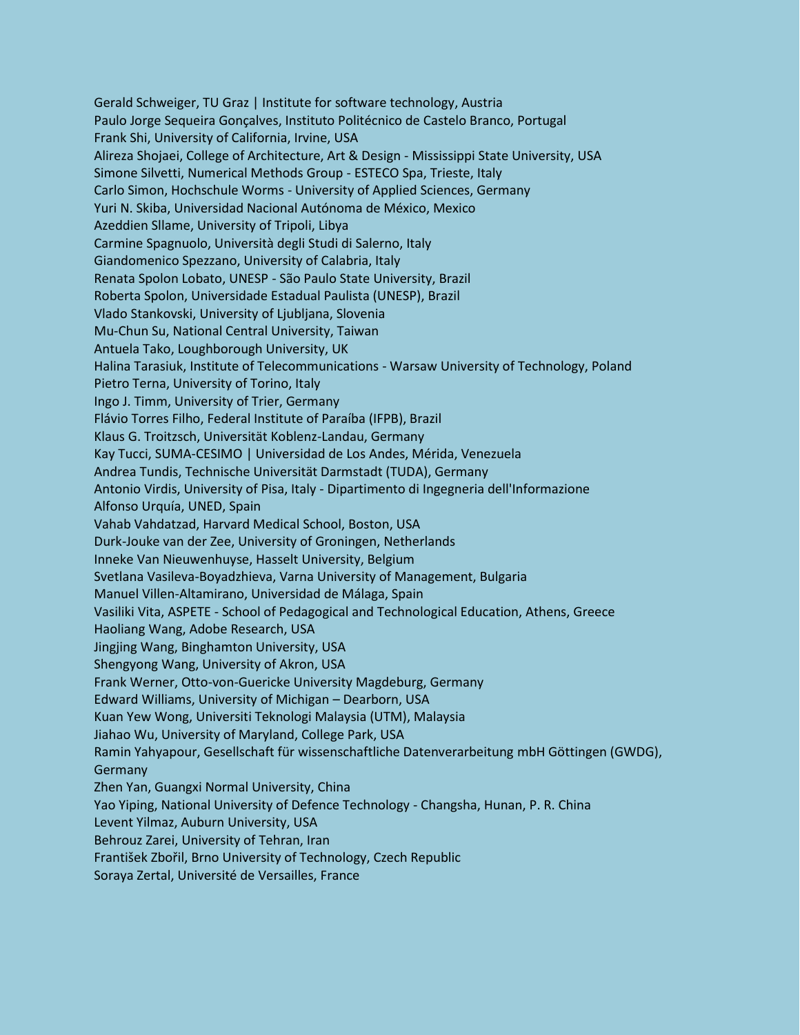Gerald Schweiger, TU Graz | Institute for software technology, Austria
Paulo Jorge Sequeira Gonçalves, Instituto Politécnico de Castelo Branco, Portugal
Frank Shi, University of California, Irvine, USA
Alireza Shojaei, College of Architecture, Art & Design - Mississippi State University, USA
Simone Silvetti, Numerical Methods Group - ESTECO Spa, Trieste, Italy
Carlo Simon, Hochschule Worms - University of Applied Sciences, Germany
Yuri N. Skiba, Universidad Nacional Autónoma de México, Mexico
Azeddien Sllame, University of Tripoli, Libya
Carmine Spagnuolo, Università degli Studi di Salerno, Italy
Giandomenico Spezzano, University of Calabria, Italy
Renata Spolon Lobato, UNESP - São Paulo State University, Brazil
Roberta Spolon, Universidade Estadual Paulista (UNESP), Brazil
Vlado Stankovski, University of Ljubljana, Slovenia
Mu-Chun Su, National Central University, Taiwan
Antuela Tako, Loughborough University, UK
Halina Tarasiuk, Institute of Telecommunications - Warsaw University of Technology, Poland
Pietro Terna, University of Torino, Italy
Ingo J. Timm, University of Trier, Germany
Flávio Torres Filho, Federal Institute of Paraíba (IFPB), Brazil
Klaus G. Troitzsch, Universität Koblenz-Landau, Germany
Kay Tucci, SUMA-CESIMO | Universidad de Los Andes, Mérida, Venezuela
Andrea Tundis, Technische Universität Darmstadt (TUDA), Germany
Antonio Virdis, University of Pisa, Italy - Dipartimento di Ingegneria dell'Informazione
Alfonso Urquía, UNED, Spain
Vahab Vahdatzad, Harvard Medical School, Boston, USA
Durk-Jouke van der Zee, University of Groningen, Netherlands
Inneke Van Nieuwenhuyse, Hasselt University, Belgium
Svetlana Vasileva-Boyadzhieva, Varna University of Management, Bulgaria
Manuel Villen-Altamirano, Universidad de Málaga, Spain
Vasiliki Vita, ASPETE - School of Pedagogical and Technological Education, Athens, Greece
Haoliang Wang, Adobe Research, USA
Jingjing Wang, Binghamton University, USA
Shengyong Wang, University of Akron, USA
Frank Werner, Otto-von-Guericke University Magdeburg, Germany
Edward Williams, University of Michigan – Dearborn, USA
Kuan Yew Wong, Universiti Teknologi Malaysia (UTM), Malaysia
Jiahao Wu, University of Maryland, College Park, USA
Ramin Yahyapour, Gesellschaft für wissenschaftliche Datenverarbeitung mbH Göttingen (GWDG), Germany
Zhen Yan, Guangxi Normal University, China
Yao Yiping, National University of Defence Technology - Changsha, Hunan, P. R. China
Levent Yilmaz, Auburn University, USA
Behrouz Zarei, University of Tehran, Iran
František Zbořil, Brno University of Technology, Czech Republic
Soraya Zertal, Université de Versailles, France